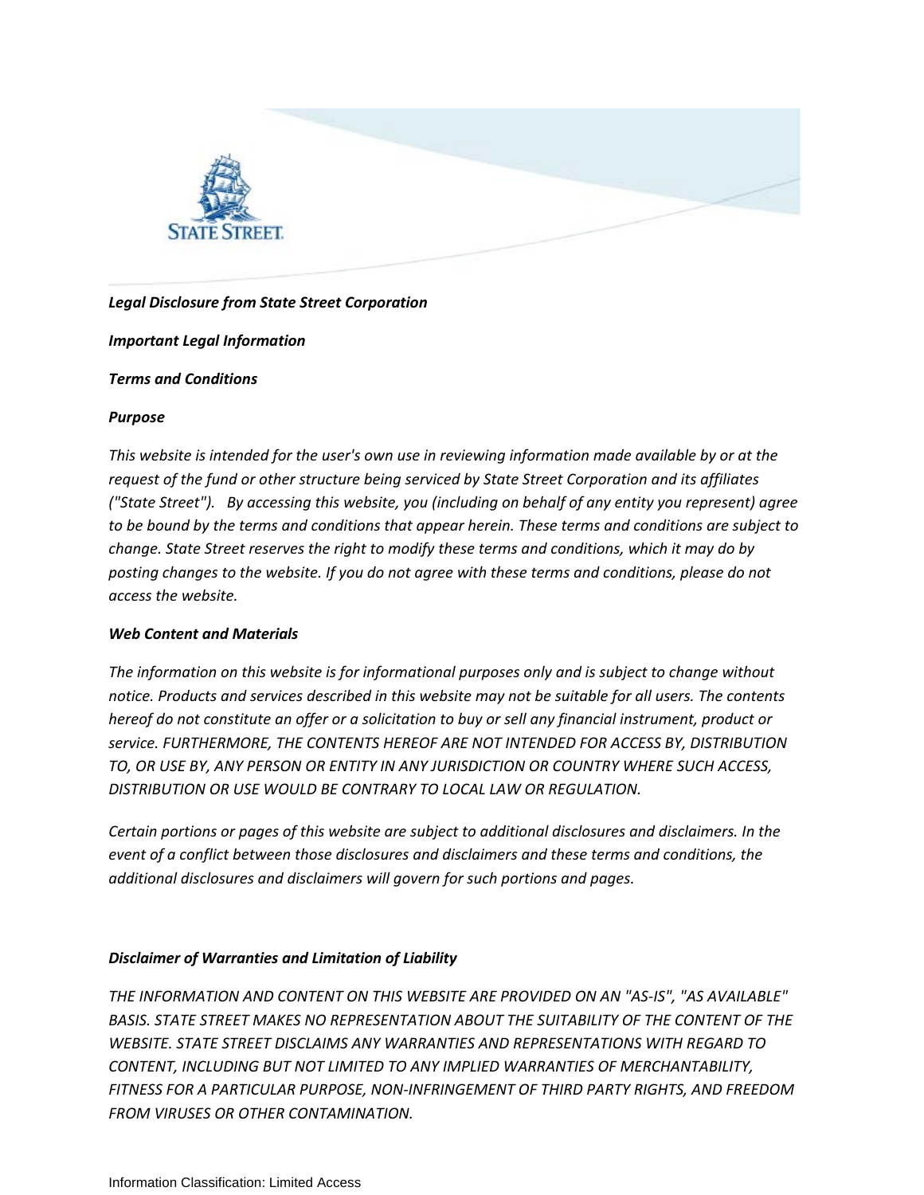STATE STREET.

***Legal Disclosure from State Street Corporation***

***Important Legal Information***

***Terms and Conditions***

***Purpose***

*This website is intended for the user's own use in reviewing information made available by or at the request of the fund or other structure being serviced by State Street Corporation and its affiliates ("State Street"). By accessing this website, you (including on behalf of any entity you represent) agree to be bound by the terms and conditions that appear herein. These terms and conditions are subject to change. State Street reserves the right to modify these terms and conditions, which it may do by posting changes to the website. If you do not agree with these terms and conditions, please do not access the website.*

***Web Content and Materials***

*The information on this website is for informational purposes only and is subject to change without notice. Products and services described in this website may not be suitable for all users. The contents hereof do not constitute an offer or a solicitation to buy or sell any financial instrument, product or service. FURTHERMORE, THE CONTENTS HEREOF ARE NOT INTENDED FOR ACCESS BY, DISTRIBUTION TO, OR USE BY, ANY PERSON OR ENTITY IN ANY JURISDICTION OR COUNTRY WHERE SUCH ACCESS, DISTRIBUTION OR USE WOULD BE CONTRARY TO LOCAL LAW OR REGULATION.*

*Certain portions or pages of this website are subject to additional disclosures and disclaimers. In the event of a conflict between those disclosures and disclaimers and these terms and conditions, the additional disclosures and disclaimers will govern for such portions and pages.*

***Disclaimer of Warranties and Limitation of Liability***

*THE INFORMATION AND CONTENT ON THIS WEBSITE ARE PROVIDED ON AN "AS-IS", "AS AVAILABLE" BASIS. STATE STREET MAKES NO REPRESENTATION ABOUT THE SUITABILITY OF THE CONTENT OF THE WEBSITE. STATE STREET DISCLAIMS ANY WARRANTIES AND REPRESENTATIONS WITH REGARD TO CONTENT, INCLUDING BUT NOT LIMITED TO ANY IMPLIED WARRANTIES OF MERCHANTABILITY, FITNESS FOR A PARTICULAR PURPOSE, NON-INFRINGEMENT OF THIRD PARTY RIGHTS, AND FREEDOM FROM VIRUSES OR OTHER CONTAMINATION.*

Information Classification: Limited Access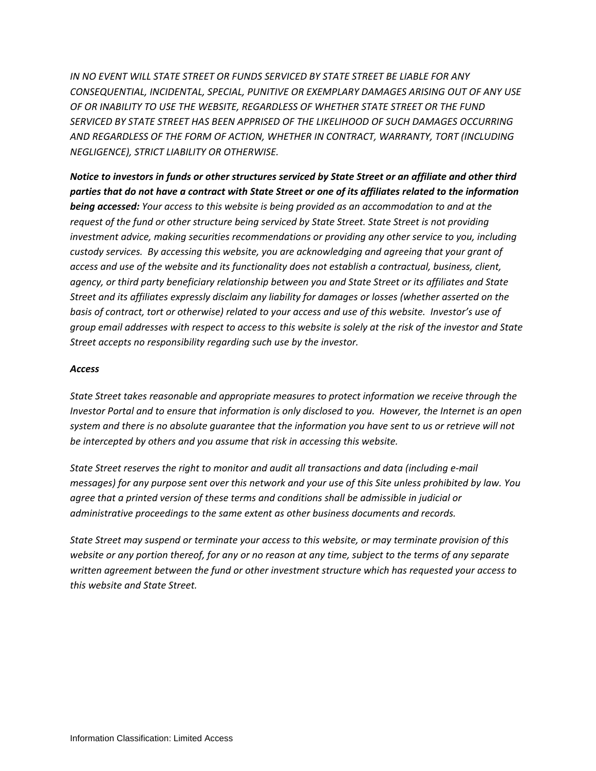*IN NO EVENT WILL STATE STREET OR FUNDS SERVICED BY STATE STREET BE LIABLE FOR ANY CONSEQUENTIAL, INCIDENTAL, SPECIAL, PUNITIVE OR EXEMPLARY DAMAGES ARISING OUT OF ANY USE OF OR INABILITY TO USE THE WEBSITE, REGARDLESS OF WHETHER STATE STREET OR THE FUND SERVICED BY STATE STREET HAS BEEN APPRISED OF THE LIKELIHOOD OF SUCH DAMAGES OCCURRING AND REGARDLESS OF THE FORM OF ACTION, WHETHER IN CONTRACT, WARRANTY, TORT (INCLUDING NEGLIGENCE), STRICT LIABILITY OR OTHERWISE.*

***Notice to investors in funds or other structures serviced by State Street or an affiliate and other third parties that do not have a contract with State Street or one of its affiliates related to the information being accessed:*** *Your access to this website is being provided as an accommodation to and at the request of the fund or other structure being serviced by State Street. State Street is not providing investment advice, making securities recommendations or providing any other service to you, including custody services. By accessing this website, you are acknowledging and agreeing that your grant of access and use of the website and its functionality does not establish a contractual, business, client, agency, or third party beneficiary relationship between you and State Street or its affiliates and State Street and its affiliates expressly disclaim any liability for damages or losses (whether asserted on the basis of contract, tort or otherwise) related to your access and use of this website. Investor's use of group email addresses with respect to access to this website is solely at the risk of the investor and State Street accepts no responsibility regarding such use by the investor.*

***Access***

*State Street takes reasonable and appropriate measures to protect information we receive through the Investor Portal and to ensure that information is only disclosed to you. However, the Internet is an open system and there is no absolute guarantee that the information you have sent to us or retrieve will not be intercepted by others and you assume that risk in accessing this website.*

*State Street reserves the right to monitor and audit all transactions and data (including e-mail messages) for any purpose sent over this network and your use of this Site unless prohibited by law. You agree that a printed version of these terms and conditions shall be admissible in judicial or administrative proceedings to the same extent as other business documents and records.*

*State Street may suspend or terminate your access to this website, or may terminate provision of this website or any portion thereof, for any or no reason at any time, subject to the terms of any separate written agreement between the fund or other investment structure which has requested your access to this website and State Street.*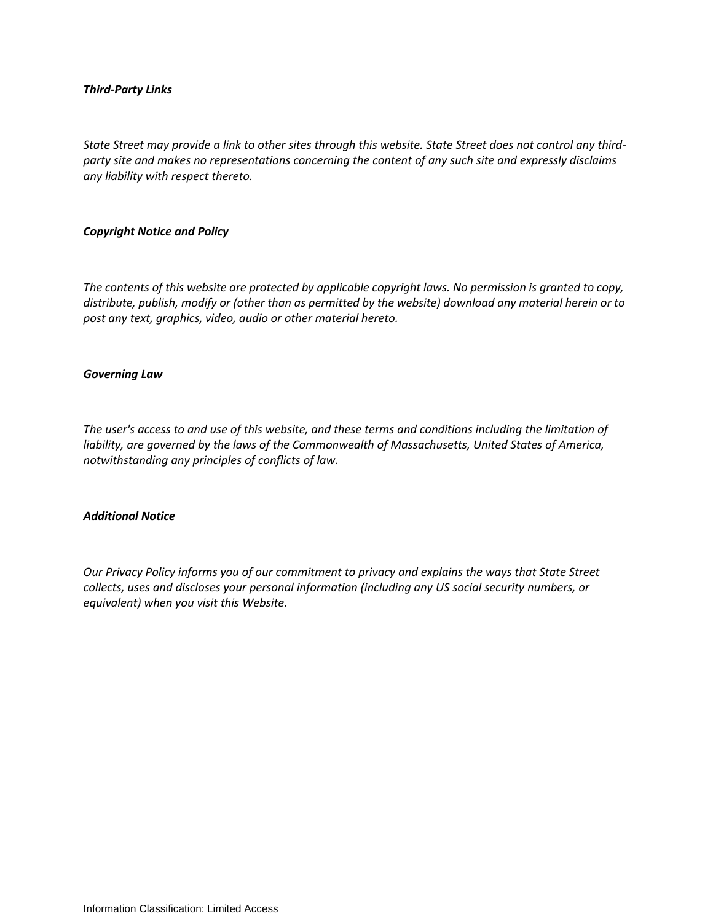***Third-Party Links***

*State Street may provide a link to other sites through this website. State Street does not control any third-party site and makes no representations concerning the content of any such site and expressly disclaims any liability with respect thereto.*

***Copyright Notice and Policy***

*The contents of this website are protected by applicable copyright laws. No permission is granted to copy, distribute, publish, modify or (other than as permitted by the website) download any material herein or to post any text, graphics, video, audio or other material hereto.*

***Governing Law***

*The user's access to and use of this website, and these terms and conditions including the limitation of liability, are governed by the laws of the Commonwealth of Massachusetts, United States of America, notwithstanding any principles of conflicts of law.*

***Additional Notice***

*Our Privacy Policy informs you of our commitment to privacy and explains the ways that State Street collects, uses and discloses your personal information (including any US social security numbers, or equivalent) when you visit this Website.*

Information Classification: Limited Access